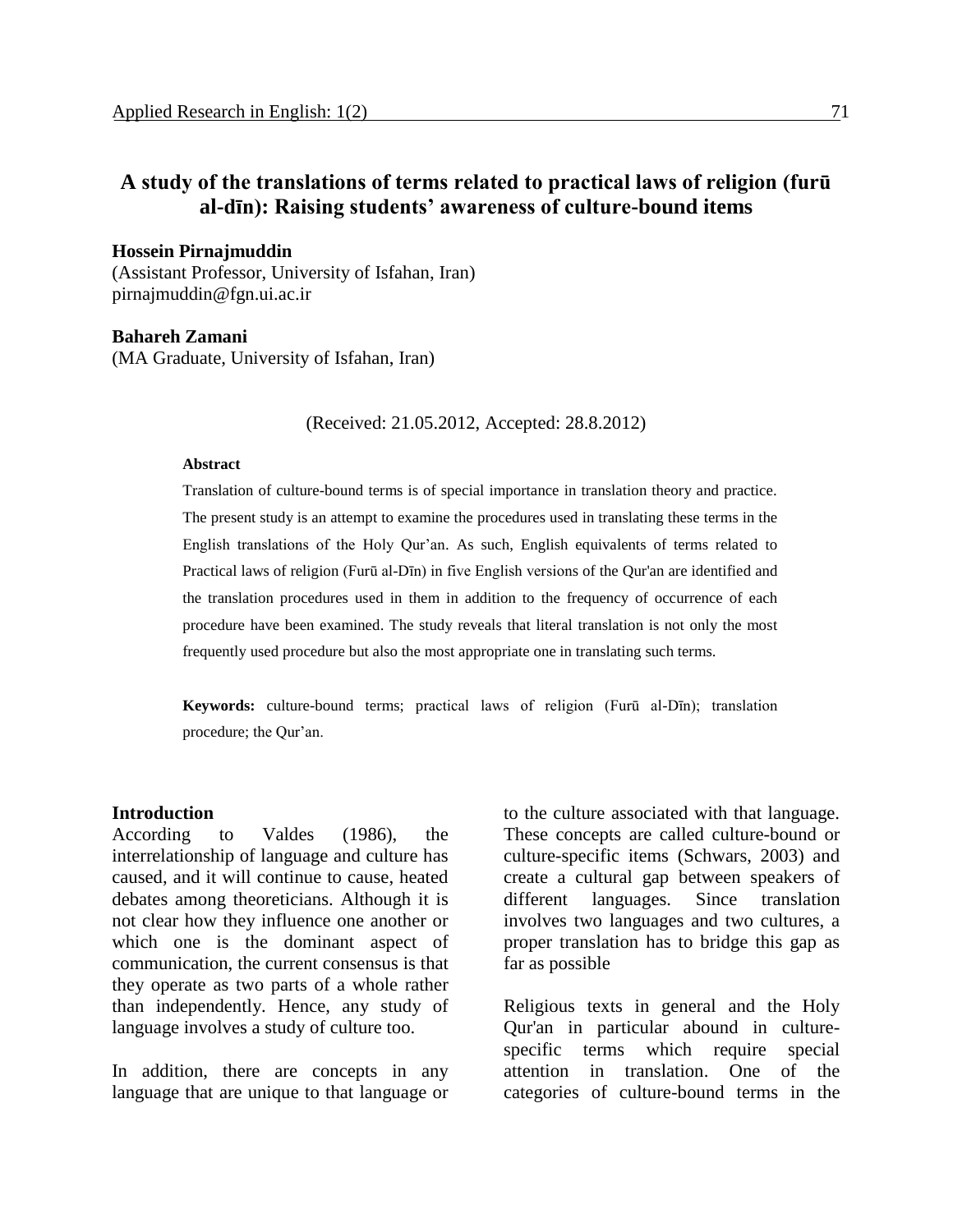# A study of the translations of terms related to practical laws of religion (furū al-dīn): Raising students' awareness of culture-bound items

**Hossein Pirnajmuddin**
(Assistant Professor, University of Isfahan, Iran)
pirnajmuddin@fgn.ui.ac.ir

**Bahareh Zamani**
(MA Graduate, University of Isfahan, Iran)

(Received: 21.05.2012, Accepted: 28.8.2012)

**Abstract**

Translation of culture-bound terms is of special importance in translation theory and practice. The present study is an attempt to examine the procedures used in translating these terms in the English translations of the Holy Qur'an. As such, English equivalents of terms related to Practical laws of religion (Furū al-Dīn) in five English versions of the Qur'an are identified and the translation procedures used in them in addition to the frequency of occurrence of each procedure have been examined. The study reveals that literal translation is not only the most frequently used procedure but also the most appropriate one in translating such terms.

**Keywords:** culture-bound terms; practical laws of religion (Furū al-Dīn); translation procedure; the Qur'an.

## Introduction

According to Valdes (1986), the interrelationship of language and culture has caused, and it will continue to cause, heated debates among theoreticians. Although it is not clear how they influence one another or which one is the dominant aspect of communication, the current consensus is that they operate as two parts of a whole rather than independently. Hence, any study of language involves a study of culture too.

In addition, there are concepts in any language that are unique to that language or to the culture associated with that language. These concepts are called culture-bound or culture-specific items (Schwars, 2003) and create a cultural gap between speakers of different languages. Since translation involves two languages and two cultures, a proper translation has to bridge this gap as far as possible

Religious texts in general and the Holy Qur'an in particular abound in culture-specific terms which require special attention in translation. One of the categories of culture-bound terms in the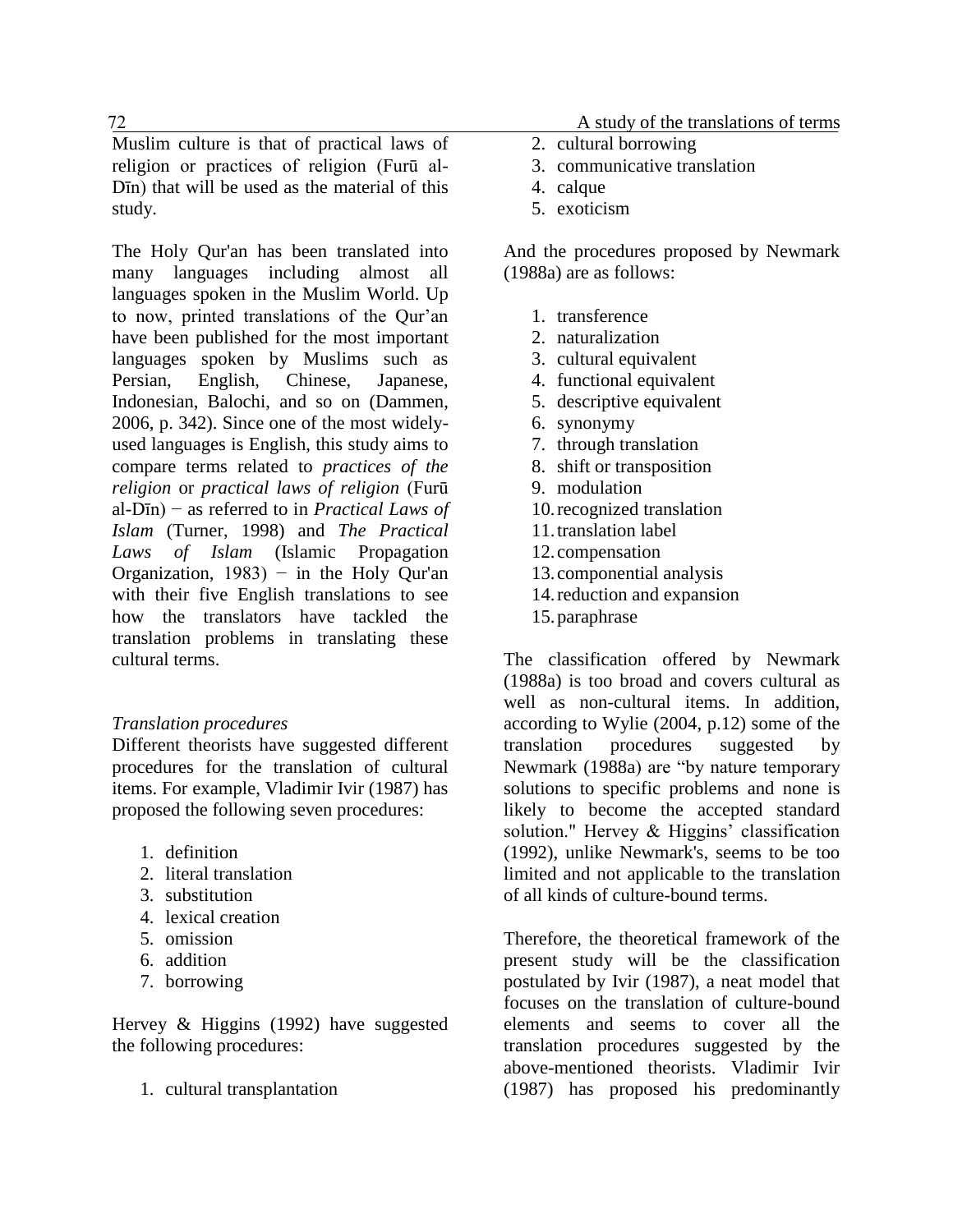Muslim culture is that of practical laws of religion or practices of religion (Furū al-Dīn) that will be used as the material of this study.

The Holy Qur'an has been translated into many languages including almost all languages spoken in the Muslim World. Up to now, printed translations of the Qur'an have been published for the most important languages spoken by Muslims such as Persian, English, Chinese, Japanese, Indonesian, Balochi, and so on (Dammen, 2006, p. 342). Since one of the most widely-used languages is English, this study aims to compare terms related to *practices of the religion* or *practical laws of religion* (Furū al-Dīn) − as referred to in *Practical Laws of Islam* (Turner, 1998) and *The Practical Laws of Islam* (Islamic Propagation Organization, 1983) − in the Holy Qur'an with their five English translations to see how the translators have tackled the translation problems in translating these cultural terms.

*Translation procedures*

Different theorists have suggested different procedures for the translation of cultural items. For example, Vladimir Ivir (1987) has proposed the following seven procedures:

1. definition
2. literal translation
3. substitution
4. lexical creation
5. omission
6. addition
7. borrowing

Hervey & Higgins (1992) have suggested the following procedures:

1. cultural transplantation
2. cultural borrowing
3. communicative translation
4. calque
5. exoticism

And the procedures proposed by Newmark (1988a) are as follows:

1. transference
2. naturalization
3. cultural equivalent
4. functional equivalent
5. descriptive equivalent
6. synonymy
7. through translation
8. shift or transposition
9. modulation
10. recognized translation
11. translation label
12. compensation
13. componential analysis
14. reduction and expansion
15. paraphrase

The classification offered by Newmark (1988a) is too broad and covers cultural as well as non-cultural items. In addition, according to Wylie (2004, p.12) some of the translation procedures suggested by Newmark (1988a) are "by nature temporary solutions to specific problems and none is likely to become the accepted standard solution." Hervey & Higgins' classification (1992), unlike Newmark's, seems to be too limited and not applicable to the translation of all kinds of culture-bound terms.

Therefore, the theoretical framework of the present study will be the classification postulated by Ivir (1987), a neat model that focuses on the translation of culture-bound elements and seems to cover all the translation procedures suggested by the above-mentioned theorists. Vladimir Ivir (1987) has proposed his predominantly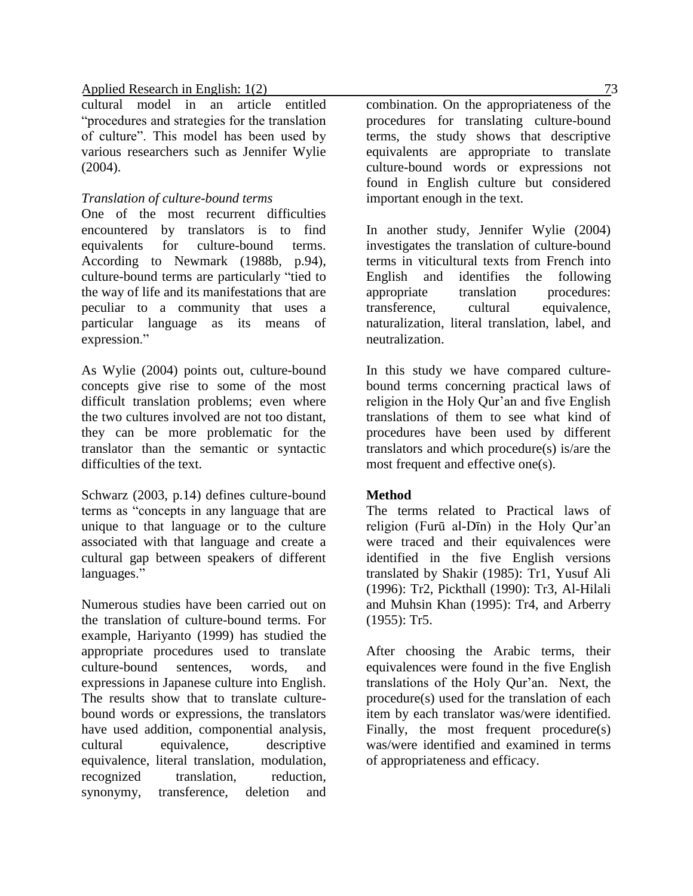cultural model in an article entitled "procedures and strategies for the translation of culture". This model has been used by various researchers such as Jennifer Wylie (2004).

*Translation of culture-bound terms*

One of the most recurrent difficulties encountered by translators is to find equivalents for culture-bound terms. According to Newmark (1988b, p.94), culture-bound terms are particularly "tied to the way of life and its manifestations that are peculiar to a community that uses a particular language as its means of expression."

As Wylie (2004) points out, culture-bound concepts give rise to some of the most difficult translation problems; even where the two cultures involved are not too distant, they can be more problematic for the translator than the semantic or syntactic difficulties of the text.

Schwarz (2003, p.14) defines culture-bound terms as "concepts in any language that are unique to that language or to the culture associated with that language and create a cultural gap between speakers of different languages."

Numerous studies have been carried out on the translation of culture-bound terms. For example, Hariyanto (1999) has studied the appropriate procedures used to translate culture-bound sentences, words, and expressions in Japanese culture into English. The results show that to translate culture-bound words or expressions, the translators have used addition, componential analysis, cultural equivalence, descriptive equivalence, literal translation, modulation, recognized translation, reduction, synonymy, transference, deletion and combination. On the appropriateness of the procedures for translating culture-bound terms, the study shows that descriptive equivalents are appropriate to translate culture-bound words or expressions not found in English culture but considered important enough in the text.

In another study, Jennifer Wylie (2004) investigates the translation of culture-bound terms in viticultural texts from French into English and identifies the following appropriate translation procedures: transference, cultural equivalence, naturalization, literal translation, label, and neutralization.

In this study we have compared culture-bound terms concerning practical laws of religion in the Holy Qur'an and five English translations of them to see what kind of procedures have been used by different translators and which procedure(s) is/are the most frequent and effective one(s).

**Method**

The terms related to Practical laws of religion (Furū al-Dīn) in the Holy Qur'an were traced and their equivalences were identified in the five English versions translated by Shakir (1985): Tr1, Yusuf Ali (1996): Tr2, Pickthall (1990): Tr3, Al-Hilali and Muhsin Khan (1995): Tr4, and Arberry (1955): Tr5.

After choosing the Arabic terms, their equivalences were found in the five English translations of the Holy Qur'an. Next, the procedure(s) used for the translation of each item by each translator was/were identified. Finally, the most frequent procedure(s) was/were identified and examined in terms of appropriateness and efficacy.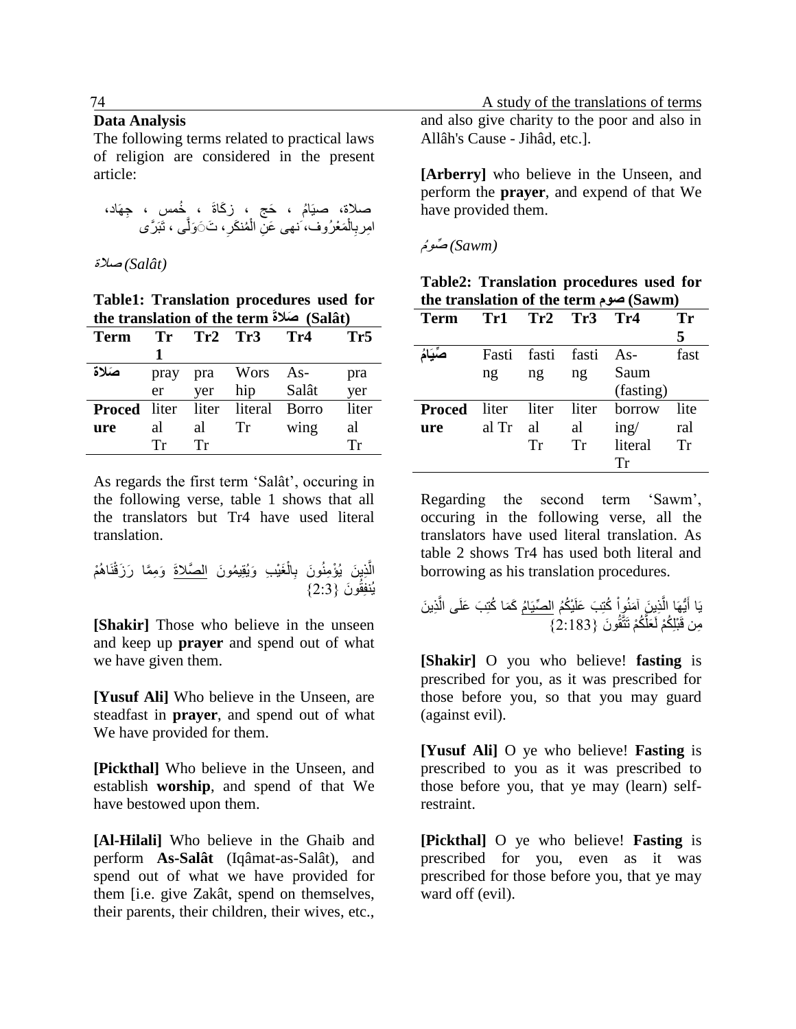## Data Analysis

The following terms related to practical laws of religion are considered in the present article:

صلاة، صیَامُ ، حَج ، زکَاةَ ، خُمس ، جهَاد، امِربِالْمَعْرُوف، نهی عَنِ الْمُنکَرِ، تَوَلّی ، تبَرَّی

*صلاة (Salât)*

**Table1: Translation procedures used for the translation of the term صَلاةَ (Salât)**

| Term | Tr 1 | Tr2 | Tr3 | Tr4 | Tr5 |
|---|---|---|---|---|---|
| صَلاة | prayer | prayer | Worship | As-Salât | prayer |
| **Procedure** | literal Tr | literal Tr | literal Tr | Borrowing | literal Tr |

As regards the first term 'Salât', occuring in the following verse, table 1 shows that all the translators but Tr4 have used literal translation.

الَّذِينَ يُؤْمِنُونَ بِالْغَيْبِ وَيُقِيمُونَ الصَّلاةَ وَمِمَّا رَزَقْنَاهُمْ يُنفِقُونَ {2:3}

**[Shakir]** Those who believe in the unseen and keep up **prayer** and spend out of what we have given them.

**[Yusuf Ali]** Who believe in the Unseen, are steadfast in **prayer**, and spend out of what We have provided for them.

**[Pickthal]** Who believe in the Unseen, and establish **worship**, and spend of that We have bestowed upon them.

**[Al-Hilali]** Who believe in the Ghaib and perform **As-Salât** (Iqâmat-as-Salât), and spend out of what we have provided for them [i.e. give Zakât, spend on themselves, their parents, their children, their wives, etc., and also give charity to the poor and also in Allâh's Cause - Jihâd, etc.].

**[Arberry]** who believe in the Unseen, and perform the **prayer**, and expend of that We have provided them.

*صّومُ (Sawm)*

**Table2: Translation procedures used for the translation of the term صوم (Sawm)**

| Term | Tr1 | Tr2 | Tr3 | Tr4 | Tr 5 |
|---|---|---|---|---|---|
| صِّيَامُ | Fasting | fasting | fasting | As-Saum (fasting) | fast |
| **Procedure** | literal Tr | literal Tr | literal Tr | borrowing/ literal Tr | literal Tr |

Regarding the second term 'Sawm', occuring in the following verse, all the translators have used literal translation. As table 2 shows Tr4 has used both literal and borrowing as his translation procedures.

يَا أَيُّهَا الَّذِينَ آمَنُواْ كُتِبَ عَلَيْكُمُ الصِّيَامُ كَمَا كُتِبَ عَلَى الَّذِينَ مِن قَبْلِكُمْ لَعَلَّكُمْ تَتَّقُونَ {2:183}

**[Shakir]** O you who believe! **fasting** is prescribed for you, as it was prescribed for those before you, so that you may guard (against evil).

**[Yusuf Ali]** O ye who believe! **Fasting** is prescribed to you as it was prescribed to those before you, that ye may (learn) self-restraint.

**[Pickthal]** O ye who believe! **Fasting** is prescribed for you, even as it was prescribed for those before you, that ye may ward off (evil).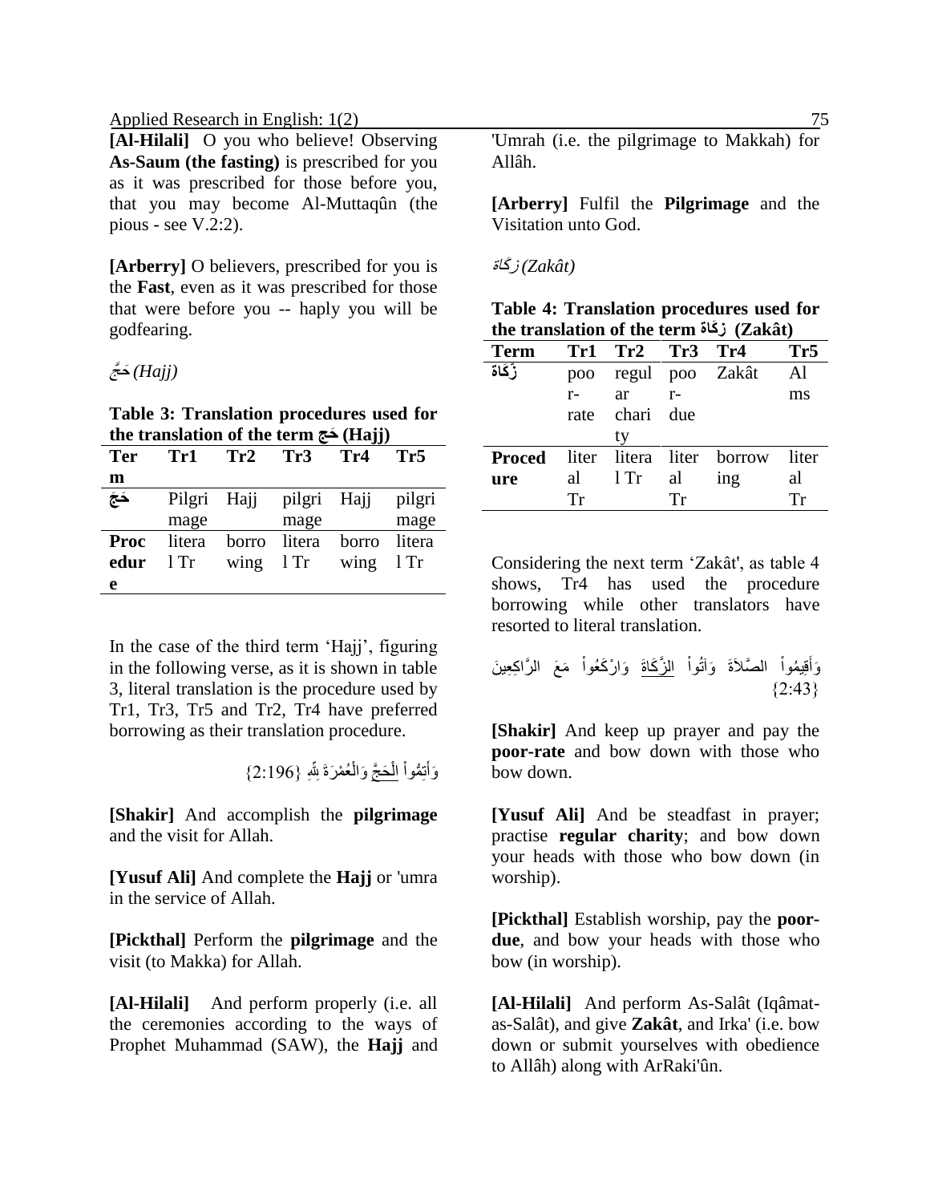**[Al-Hilali]** O you who believe! Observing **As-Saum (the fasting)** is prescribed for you as it was prescribed for those before you, that you may become Al-Muttaqûn (the pious - see V.2:2).

**[Arberry]** O believers, prescribed for you is the **Fast**, even as it was prescribed for those that were before you -- haply you will be godfearing.

*حَجَّ (Hajj)*

**Table 3: Translation procedures used for the translation of the term حَجّ (Hajj)**

| Term | Tr1 | Tr2 | Tr3 | Tr4 | Tr5 |
|---|---|---|---|---|---|
| حَجّ | Pilgrimage | Hajj | pilgrimage | Hajj | pilgrimage |
| Procedure | literal Tr | borrowing | literal Tr | borrowing | literal Tr |

In the case of the third term 'Hajj', figuring in the following verse, as it is shown in table 3, literal translation is the procedure used by Tr1, Tr3, Tr5 and Tr2, Tr4 have preferred borrowing as their translation procedure.

وَأَتِمُّواْ الْحَجَّ وَالْعُمْرَةَ لِلّهِ {2:196}

**[Shakir]** And accomplish the **pilgrimage** and the visit for Allah.

**[Yusuf Ali]** And complete the **Hajj** or 'umra in the service of Allah.

**[Pickthal]** Perform the **pilgrimage** and the visit (to Makka) for Allah.

**[Al-Hilali]** And perform properly (i.e. all the ceremonies according to the ways of Prophet Muhammad (SAW), the **Hajj** and 'Umrah (i.e. the pilgrimage to Makkah) for Allâh.

**[Arberry]** Fulfil the **Pilgrimage** and the Visitation unto God.

*زكَاة (Zakât)*

**Table 4: Translation procedures used for the translation of the term زَكَاة (Zakât)**

| Term | Tr1 | Tr2 | Tr3 | Tr4 | Tr5 |
|---|---|---|---|---|---|
| زَكَاة | poor-rate | regular charity | poor-due | Zakât | Alms |
| Procedure | literal Tr | literal Tr | literal Tr | borrowing | literal Tr |

Considering the next term 'Zakât', as table 4 shows, Tr4 has used the procedure borrowing while other translators have resorted to literal translation.

وَأَقِيمُواْ الصَّلاَةَ وَآتُواْ الزَّكَاةَ وَارْكَعُواْ مَعَ الرَّاكِعِينَ {2:43}

**[Shakir]** And keep up prayer and pay the **poor-rate** and bow down with those who bow down.

**[Yusuf Ali]** And be steadfast in prayer; practise **regular charity**; and bow down your heads with those who bow down (in worship).

**[Pickthal]** Establish worship, pay the **poor-due**, and bow your heads with those who bow (in worship).

**[Al-Hilali]** And perform As-Salât (Iqâmat-as-Salât), and give **Zakât**, and Irka' (i.e. bow down or submit yourselves with obedience to Allâh) along with ArRaki'ûn.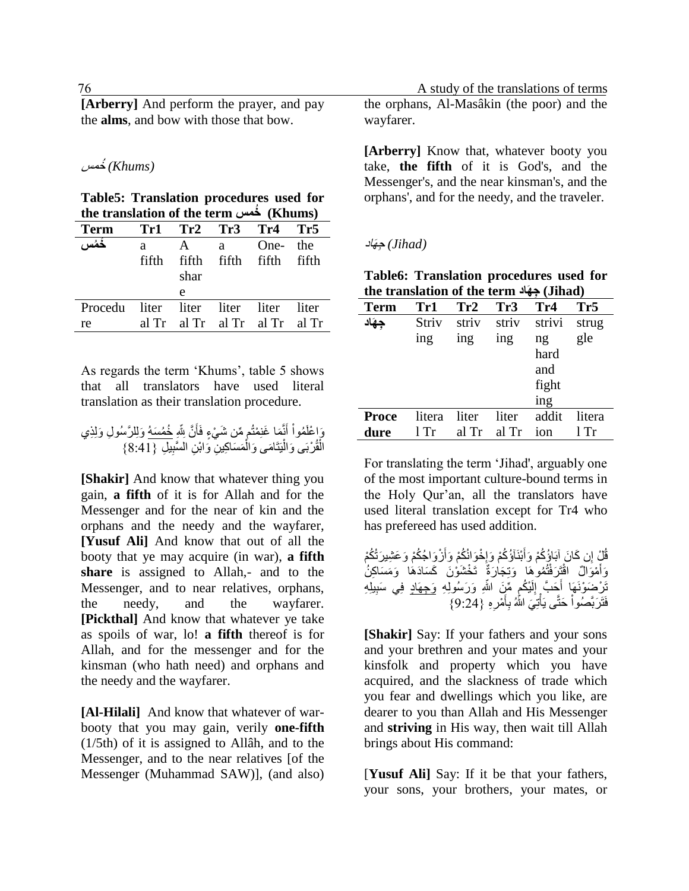**[Arberry]** And perform the prayer, and pay the **alms**, and bow with those that bow.

*خُمس (Khums)*

**Table5: Translation procedures used for the translation of the term خُمس (Khums)**

| Term | Tr1 | Tr2 | Tr3 | Tr4 | Tr5 |
|---|---|---|---|---|---|
| خُمُس | a fifth | A fifth share | a fifth | One-fifth | the fifth |
| Procedure | literal Tr | literal Tr | literal Tr | literal Tr | literal Tr |

As regards the term 'Khums', table 5 shows that all translators have used literal translation as their translation procedure.

وَاعْلَمُواْ أَنَّمَا غَنِمْتُم مِّن شَيْءٍ فَأَنَّ لِلّهِ خُمُسَهُ وَلِلرَّسُولِ وَلِذِي الْقُرْبَى وَالْيَتَامَى وَالْمَسَاكِينِ وَابْنِ السَّبِيلِ {8:41}

**[Shakir]** And know that whatever thing you gain, **a fifth** of it is for Allah and for the Messenger and for the near of kin and the orphans and the needy and the wayfarer, **[Yusuf Ali]** And know that out of all the booty that ye may acquire (in war), **a fifth share** is assigned to Allah,- and to the Messenger, and to near relatives, orphans, the needy, and the wayfarer. **[Pickthal]** And know that whatever ye take as spoils of war, lo! **a fifth** thereof is for Allah, and for the messenger and for the kinsman (who hath need) and orphans and the needy and the wayfarer.

**[Al-Hilali]** And know that whatever of war-booty that you may gain, verily **one-fifth** (1/5th) of it is assigned to Allâh, and to the Messenger, and to the near relatives [of the Messenger (Muhammad SAW)], (and also) the orphans, Al-Masâkin (the poor) and the wayfarer.

**[Arberry]** Know that, whatever booty you take, **the fifth** of it is God's, and the Messenger's, and the near kinsman's, and the orphans', and for the needy, and the traveler.

*جِهَاد (Jihad)*

**Table6: Translation procedures used for the translation of the term جِهَاد (Jihad)**

| Term | Tr1 | Tr2 | Tr3 | Tr4 | Tr5 |
|---|---|---|---|---|---|
| جِهاد | Striving | striving | striving | striving hard and fighting | struggle |
| **Procedure** | literal Tr | literal Tr | literal Tr | addition | literal Tr |

For translating the term 'Jihad', arguably one of the most important culture-bound terms in the Holy Qur'an, all the translators have used literal translation except for Tr4 who has prefereed has used addition.

قُلْ إِن كَانَ آبَاؤُكُمْ وَأَبْنَآؤُكُمْ وَإِخْوَانُكُمْ وَأَزْوَاجُكُمْ وَعَشِيرَتُكُمْ وَأَمْوَالٌ اقْتَرَفْتُمُوهَا وَتِجَارَةٌ تَخْشَوْنَ كَسَادَهَا وَمَسَاكِنُ تَرْضَوْنَهَا أَحَبَّ إِلَيْكُم مِّنَ اللّهِ وَرَسُولِهِ وَجِهَادٍ فِي سَبِيلِهِ فَتَرَبَّصُواْ حَتَّى يَأْتِيَ اللّهُ بِأَمْرِهِ {9:24}

**[Shakir]** Say: If your fathers and your sons and your brethren and your mates and your kinsfolk and property which you have acquired, and the slackness of trade which you fear and dwellings which you like, are dearer to you than Allah and His Messenger and **striving** in His way, then wait till Allah brings about His command:

[**Yusuf Ali]** Say: If it be that your fathers, your sons, your brothers, your mates, or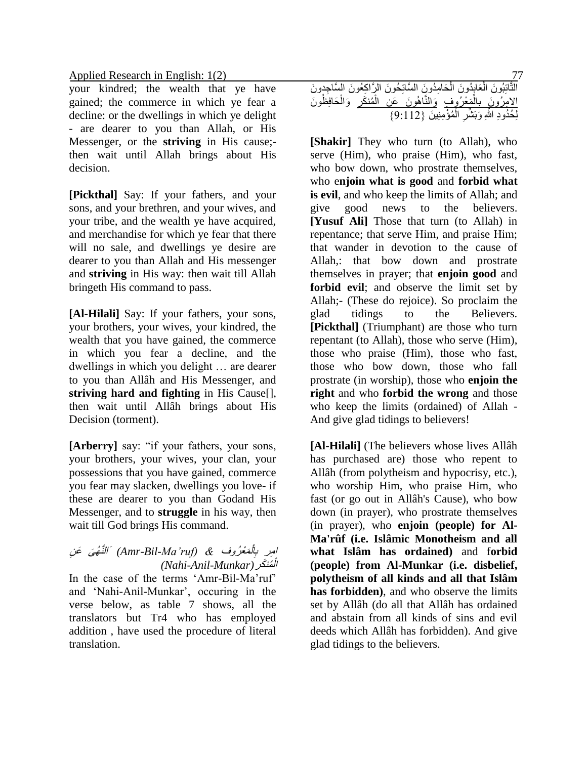your kindred; the wealth that ye have gained; the commerce in which ye fear a decline: or the dwellings in which ye delight - are dearer to you than Allah, or His Messenger, or the **striving** in His cause;- then wait until Allah brings about His decision.

**[Pickthal]** Say: If your fathers, and your sons, and your brethren, and your wives, and your tribe, and the wealth ye have acquired, and merchandise for which ye fear that there will no sale, and dwellings ye desire are dearer to you than Allah and His messenger and **striving** in His way: then wait till Allah bringeth His command to pass.

**[Al-Hilali]** Say: If your fathers, your sons, your brothers, your wives, your kindred, the wealth that you have gained, the commerce in which you fear a decline, and the dwellings in which you delight … are dearer to you than Allâh and His Messenger, and **striving hard and fighting** in His Cause[], then wait until Allâh brings about His Decision (torment).

**[Arberry]** say: "if your fathers, your sons, your brothers, your wives, your clan, your possessions that you have gained, commerce you fear may slacken, dwellings you love- if these are dearer to you than Godand His Messenger, and to **struggle** in his way, then wait till God brings His command.

*امِر بِالْمَعْرُوف & النَّهْيَ عَنِ الْمُنكَر (Amr-Bil-Ma'ruf) (Nahi-Anil-Munkar)*

In the case of the terms 'Amr-Bil-Ma'ruf' and 'Nahi-Anil-Munkar', occuring in the verse below, as table 7 shows, all the translators but Tr4 who has employed addition , have used the procedure of literal translation.

التَّائِبُونَ الْعَابِدُونَ الْحَامِدُونَ السَّائِحُونَ الرَّاكِعُونَ السَّاجِدونَ الامِرُونَ بِالْمَعْرُوفِ وَالنَّاهُونَ عَنِ الْمُنكَرِ وَالْحَافِظُونَ لِحُدُودِ اللهِ وَبَشِّرِ الْمُؤْمِنِينَ {9:112}

**[Shakir]** They who turn (to Allah), who serve (Him), who praise (Him), who fast, who bow down, who prostrate themselves, who e**njoin what is good** and **forbid what is evil**, and who keep the limits of Allah; and give good news to the believers. **[Yusuf Ali]** Those that turn (to Allah) in repentance; that serve Him, and praise Him; that wander in devotion to the cause of Allah,: that bow down and prostrate themselves in prayer; that **enjoin good** and **forbid evil**; and observe the limit set by Allah;- (These do rejoice). So proclaim the glad tidings to the Believers. **[Pickthal]** (Triumphant) are those who turn repentant (to Allah), those who serve (Him), those who praise (Him), those who fast, those who bow down, those who fall prostrate (in worship), those who **enjoin the right** and who **forbid the wrong** and those who keep the limits (ordained) of Allah - And give glad tidings to believers!

**[Al-Hilali]** (The believers whose lives Allâh has purchased are) those who repent to Allâh (from polytheism and hypocrisy, etc.), who worship Him, who praise Him, who fast (or go out in Allâh's Cause), who bow down (in prayer), who prostrate themselves (in prayer), who **enjoin (people) for Al-Ma'rûf (i.e. Islâmic Monotheism and all what Islâm has ordained)** and f**orbid (people) from Al-Munkar (i.e. disbelief, polytheism of all kinds and all that Islâm has forbidden)**, and who observe the limits set by Allâh (do all that Allâh has ordained and abstain from all kinds of sins and evil deeds which Allâh has forbidden). And give glad tidings to the believers.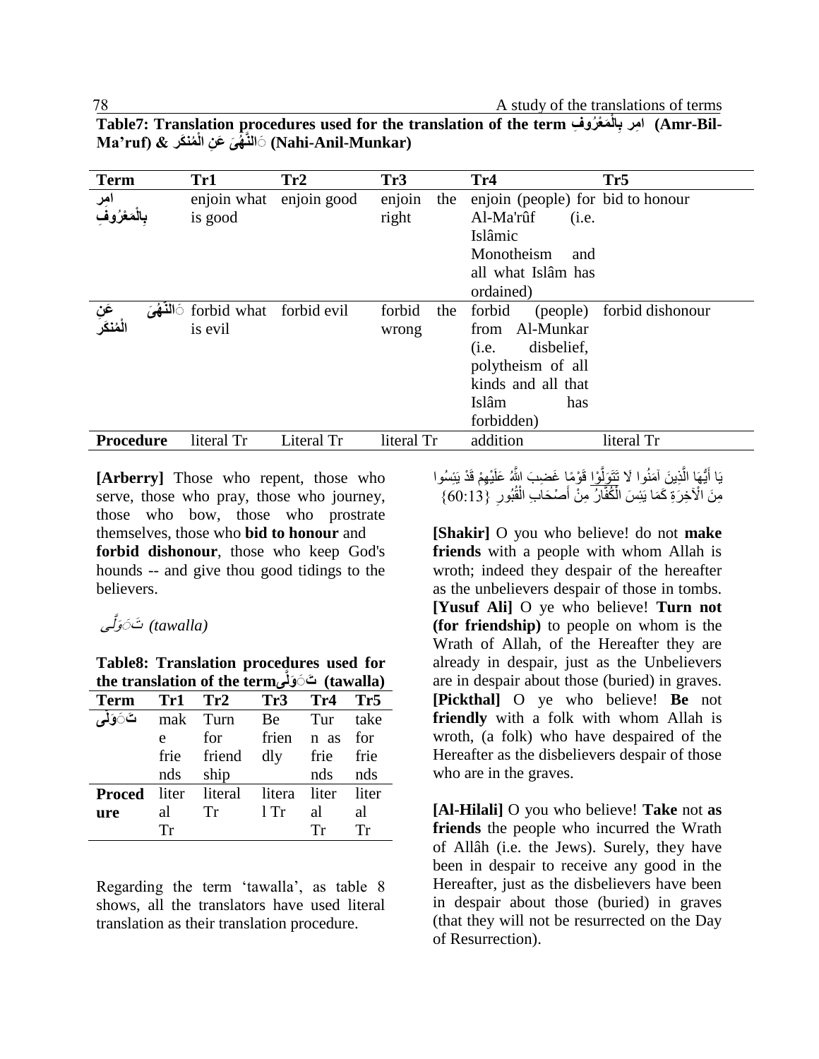**Table7: Translation procedures used for the translation of the term امر بِالْمَعْرُوفِ (Amr-Bil-Ma'ruf) & النَّهْىَ عَنِ الْمُنكَرِ (Nahi-Anil-Munkar)**

| Term | Tr1 | Tr2 | Tr3 | Tr4 | Tr5 |
|---|---|---|---|---|---|
| امر بِالْمَعْرُوفِ | enjoin what is good | enjoin good | enjoin the right | enjoin (people) for Al-Ma'rûf (i.e. Islâmic Monotheism and all what Islâm has ordained) | bid to honour |
| النَّهْىَ عَنِ الْمُنكَرِ | forbid what is evil | forbid evil | forbid the wrong | forbid (people) from Al-Munkar (i.e. disbelief, polytheism of all kinds and all that Islâm has forbidden) | forbid dishonour |
| **Procedure** | literal Tr | Literal Tr | literal Tr | addition | literal Tr |

**[Arberry]** Those who repent, those who serve, those who pray, those who journey, those who bow, those who prostrate themselves, those who **bid to honour** and **forbid dishonour**, those who keep God's hounds -- and give thou good tidings to the believers.

تَوَلَّى *(tawalla)*

**Table8: Translation procedures used for the translation of the term تَوَلَّى (tawalla)**

| Term | Tr1 | Tr2 | Tr3 | Tr4 | Tr5 |
|---|---|---|---|---|---|
| تَوَلَّى | make friends | Turn for friendship | Be friendly | Turn as friends | take for friends |
| **Procedure** | literal Tr | literal Tr | literal Tr | literal Tr | literal Tr |

Regarding the term 'tawalla', as table 8 shows, all the translators have used literal translation as their translation procedure.

يَا أَيُّهَا الَّذِينَ آمَنُوا لَا تَتَوَلَّوْا قَوْمًا غَضِبَ اللَّهُ عَلَيْهِمْ قَدْ يَئِسُوا مِنَ الْآخِرَةِ كَمَا يَئِسَ الْكُفَّارُ مِنْ أَصْحَابِ الْقُبُورِ {60:13}

**[Shakir]** O you who believe! do not **make friends** with a people with whom Allah is wroth; indeed they despair of the hereafter as the unbelievers despair of those in tombs.
**[Yusuf Ali]** O ye who believe! **Turn not (for friendship)** to people on whom is the Wrath of Allah, of the Hereafter they are already in despair, just as the Unbelievers are in despair about those (buried) in graves.
**[Pickthal]** O ye who believe! **Be** not **friendly** with a folk with whom Allah is wroth, (a folk) who have despaired of the Hereafter as the disbelievers despair of those who are in the graves.

**[Al-Hilali]** O you who believe! **Take** not **as friends** the people who incurred the Wrath of Allâh (i.e. the Jews). Surely, they have been in despair to receive any good in the Hereafter, just as the disbelievers have been in despair about those (buried) in graves (that they will not be resurrected on the Day of Resurrection).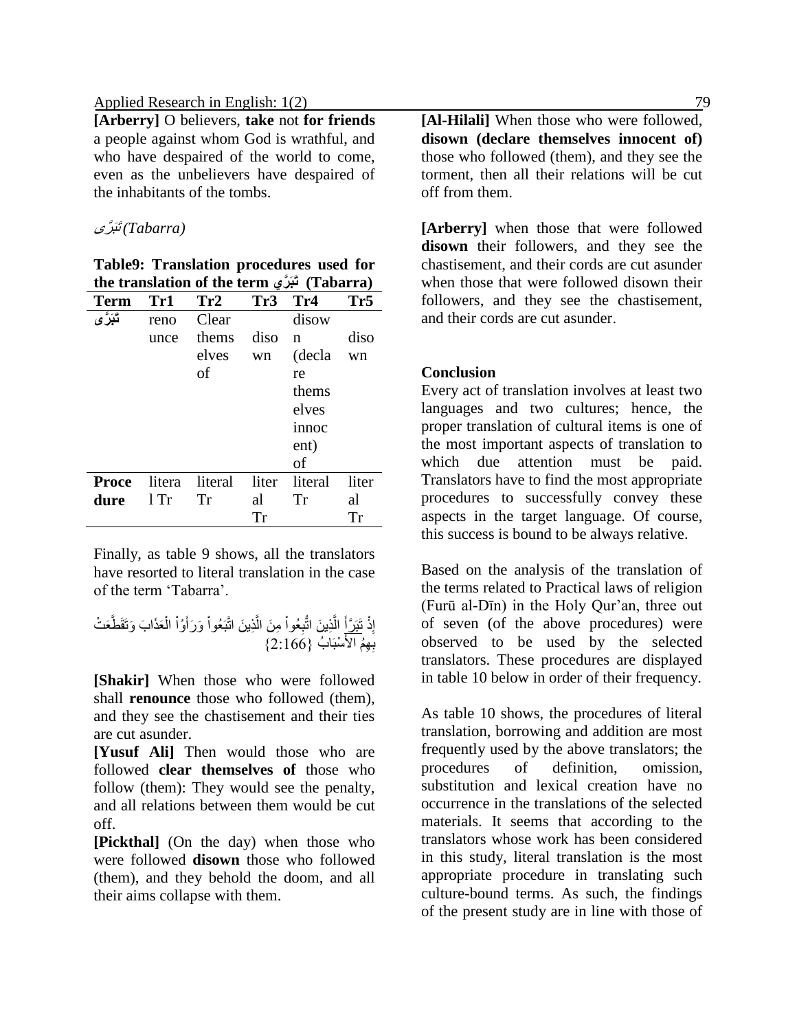**[Arberry]** O believers, **take** not **for friends** a people against whom God is wrathful, and who have despaired of the world to come, even as the unbelievers have despaired of the inhabitants of the tombs.

*تَبَرَّی (Tabarra)*

**Table9: Translation procedures used for the translation of the term تَبَرَّي (Tabarra)**

| Term | Tr1 | Tr2 | Tr3 | Tr4 | Tr5 |
|---|---|---|---|---|---|
| تَبَرَّی | renounce | Clear themselves of | disown | disown (declare themselves innocent) of | disown |
| Procedure | literal Tr | literal Tr | literal Tr | literal Tr | literal Tr |

Finally, as table 9 shows, all the translators have resorted to literal translation in the case of the term 'Tabarra'.

إِذْ تَبَرَّأَ الَّذِينَ اتُّبِعُواْ مِنَ الَّذِينَ اتَّبَعُواْ وَرَأَوُاْ الْعَذَابَ وَتَقَطَّعَتْ بِهِمُ الأَسْبَابُ {2:166}

**[Shakir]** When those who were followed shall **renounce** those who followed (them), and they see the chastisement and their ties are cut asunder.

**[Yusuf Ali]** Then would those who are followed **clear themselves of** those who follow (them): They would see the penalty, and all relations between them would be cut off.

**[Pickthal]** (On the day) when those who were followed **disown** those who followed (them), and they behold the doom, and all their aims collapse with them.

**[Al-Hilali]** When those who were followed, **disown (declare themselves innocent of)** those who followed (them), and they see the torment, then all their relations will be cut off from them.

**[Arberry]** when those that were followed **disown** their followers, and they see the chastisement, and their cords are cut asunder when those that were followed disown their followers, and they see the chastisement, and their cords are cut asunder.

## Conclusion

Every act of translation involves at least two languages and two cultures; hence, the proper translation of cultural items is one of the most important aspects of translation to which due attention must be paid. Translators have to find the most appropriate procedures to successfully convey these aspects in the target language. Of course, this success is bound to be always relative.

Based on the analysis of the translation of the terms related to Practical laws of religion (Furū al-Dīn) in the Holy Qur'an, three out of seven (of the above procedures) were observed to be used by the selected translators. These procedures are displayed in table 10 below in order of their frequency.

As table 10 shows, the procedures of literal translation, borrowing and addition are most frequently used by the above translators; the procedures of definition, omission, substitution and lexical creation have no occurrence in the translations of the selected materials. It seems that according to the translators whose work has been considered in this study, literal translation is the most appropriate procedure in translating such culture-bound terms. As such, the findings of the present study are in line with those of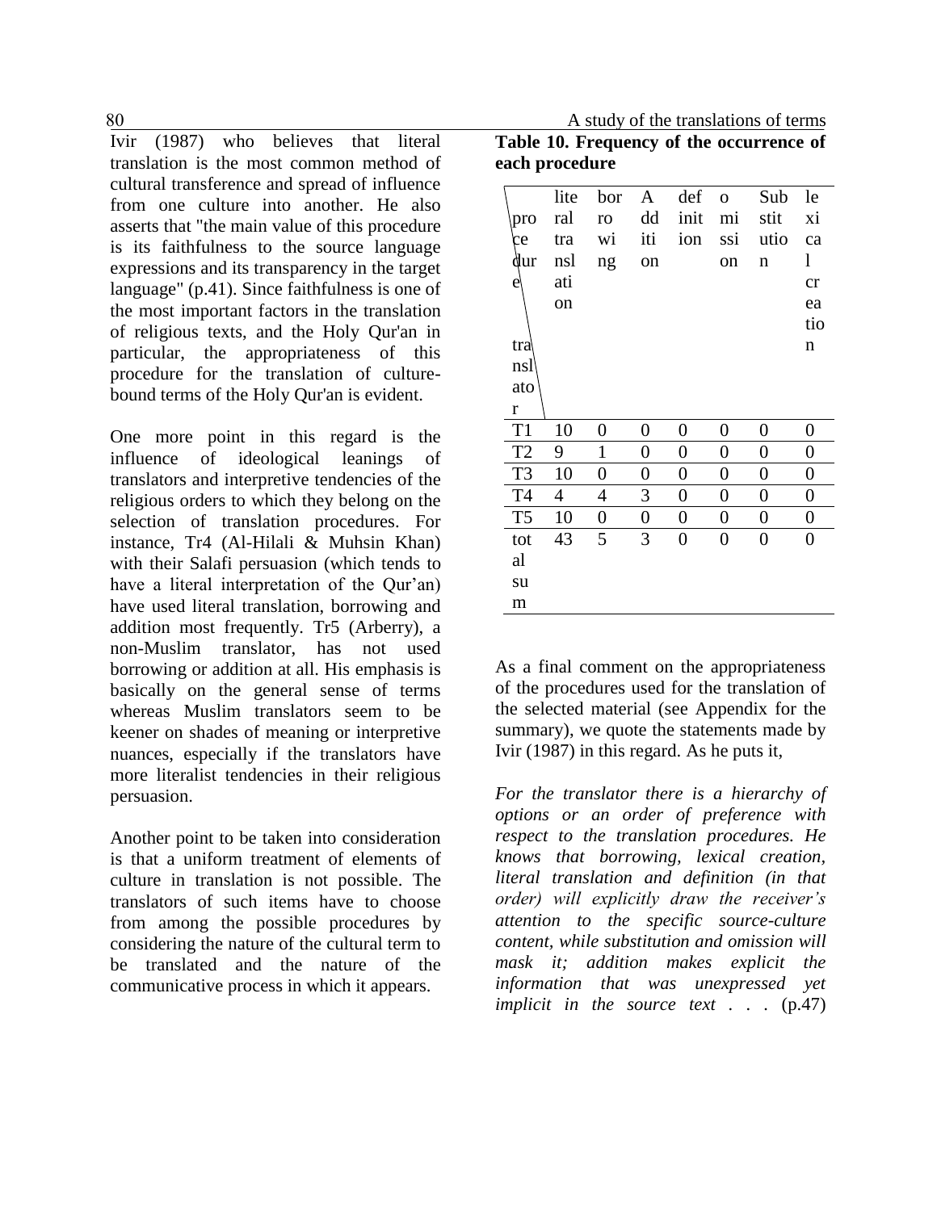Ivir (1987) who believes that literal translation is the most common method of cultural transference and spread of influence from one culture into another. He also asserts that "the main value of this procedure is its faithfulness to the source language expressions and its transparency in the target language" (p.41). Since faithfulness is one of the most important factors in the translation of religious texts, and the Holy Qur'an in particular, the appropriateness of this procedure for the translation of culture-bound terms of the Holy Qur'an is evident.

One more point in this regard is the influence of ideological leanings of translators and interpretive tendencies of the religious orders to which they belong on the selection of translation procedures. For instance, Tr4 (Al-Hilali & Muhsin Khan) with their Salafi persuasion (which tends to have a literal interpretation of the Qur'an) have used literal translation, borrowing and addition most frequently. Tr5 (Arberry), a non-Muslim translator, has not used borrowing or addition at all. His emphasis is basically on the general sense of terms whereas Muslim translators seem to be keener on shades of meaning or interpretive nuances, especially if the translators have more literalist tendencies in their religious persuasion.

Another point to be taken into consideration is that a uniform treatment of elements of culture in translation is not possible. The translators of such items have to choose from among the possible procedures by considering the nature of the cultural term to be translated and the nature of the communicative process in which it appears.

**Table 10. Frequency of the occurrence of each procedure**

| procedure / translator | literal translation | borrowing | Addition | definition | omission | Substitution | lexical creation |
|---|---|---|---|---|---|---|---|
| T1 | 10 | 0 | 0 | 0 | 0 | 0 | 0 |
| T2 | 9 | 1 | 0 | 0 | 0 | 0 | 0 |
| T3 | 10 | 0 | 0 | 0 | 0 | 0 | 0 |
| T4 | 4 | 4 | 3 | 0 | 0 | 0 | 0 |
| T5 | 10 | 0 | 0 | 0 | 0 | 0 | 0 |
| total sum | 43 | 5 | 3 | 0 | 0 | 0 | 0 |

As a final comment on the appropriateness of the procedures used for the translation of the selected material (see Appendix for the summary), we quote the statements made by Ivir (1987) in this regard. As he puts it,

*For the translator there is a hierarchy of options or an order of preference with respect to the translation procedures. He knows that borrowing, lexical creation, literal translation and definition (in that order) will explicitly draw the receiver's attention to the specific source-culture content, while substitution and omission will mask it; addition makes explicit the information that was unexpressed yet implicit in the source text . . .* (p.47)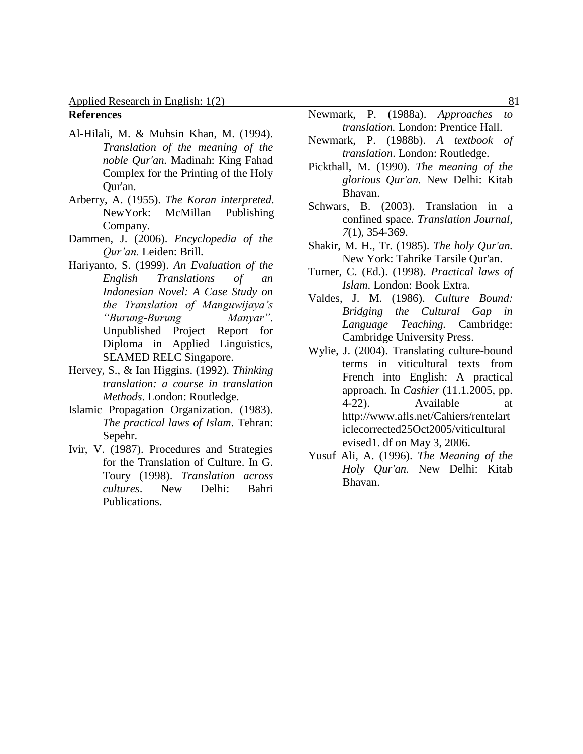## References

Al-Hilali, M. & Muhsin Khan, M. (1994). *Translation of the meaning of the noble Qur'an.* Madinah: King Fahad Complex for the Printing of the Holy Qur'an.

Arberry, A. (1955). *The Koran interpreted*. NewYork: McMillan Publishing Company.

Dammen, J. (2006). *Encyclopedia of the Qur'an.* Leiden: Brill.

Hariyanto, S. (1999). *An Evaluation of the English Translations of an Indonesian Novel: A Case Study on the Translation of Manguwijaya's "Burung-Burung Manyar"*. Unpublished Project Report for Diploma in Applied Linguistics, SEAMED RELC Singapore.

Hervey, S., & Ian Higgins. (1992). *Thinking translation: a course in translation Methods*. London: Routledge.

Islamic Propagation Organization. (1983). *The practical laws of Islam*. Tehran: Sepehr.

Ivir, V. (1987). Procedures and Strategies for the Translation of Culture. In G. Toury (1998). *Translation across cultures*. New Delhi: Bahri Publications.

Newmark, P. (1988a). *Approaches to translation.* London: Prentice Hall.

Newmark, P. (1988b). *A textbook of translation*. London: Routledge.

Pickthall, M. (1990). *The meaning of the glorious Qur'an.* New Delhi: Kitab Bhavan.

Schwars, B. (2003). Translation in a confined space. *Translation Journal, 7*(1), 354-369.

Shakir, M. H., Tr. (1985). *The holy Qur'an.* New York: Tahrike Tarsile Qur'an.

Turner, C. (Ed.). (1998). *Practical laws of Islam*. London: Book Extra.

Valdes, J. M. (1986). *Culture Bound: Bridging the Cultural Gap in Language Teaching.* Cambridge: Cambridge University Press.

Wylie, J. (2004). Translating culture-bound terms in viticultural texts from French into English: A practical approach. In *Cashier* (11.1.2005, pp. 4-22). Available at http://www.afls.net/Cahiers/rentelarticlecorrected25Oct2005/viticulturalevised1. df on May 3, 2006.

Yusuf Ali, A. (1996). *The Meaning of the Holy Qur'an.* New Delhi: Kitab Bhavan.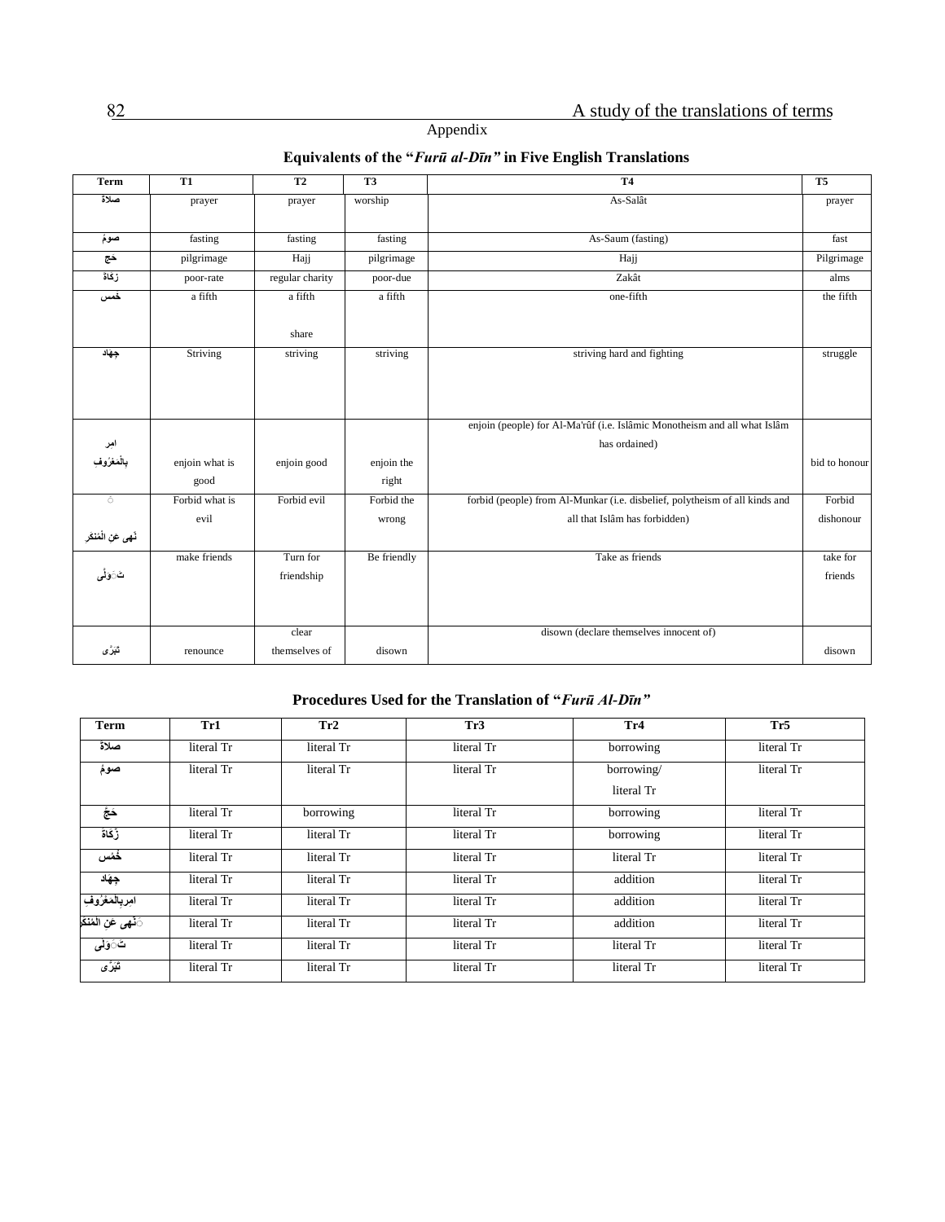Appendix

## Equivalents of the "*Furū al-Dīn"* in Five English Translations

| Term | T1 | T2 | T3 | T4 | T5 |
|---|---|---|---|---|---|
| صلاة | prayer | prayer | worship | As-Salât | prayer |
| صومَ | fasting | fasting | fasting | As-Saum (fasting) | fast |
| حج | pilgrimage | Hajj | pilgrimage | Hajj | Pilgrimage |
| زكاة | poor-rate | regular charity | poor-due | Zakât | alms |
| خمس | a fifth | a fifth share | a fifth | one-fifth | the fifth |
| جهاد | Striving | striving | striving | striving hard and fighting | struggle |
| امر بالمَعْرُوف | enjoin what is good | enjoin good | enjoin the right | enjoin (people) for Al-Ma'rûf (i.e. Islâmic Monotheism and all what Islâm has ordained) | bid to honour |
| نَهى عَن الْمُنكَر | Forbid what is evil | Forbid evil | Forbid the wrong | forbid (people) from Al-Munkar (i.e. disbelief, polytheism of all kinds and all that Islâm has forbidden) | Forbid dishonour |
| تَوَلّى | make friends | Turn for friendship | Be friendly | Take as friends | take for friends |
| تَبَرّى | renounce | clear themselves of | disown | disown (declare themselves innocent of) | disown |

## Procedures Used for the Translation of "*Furū Al-Dīn"*

| Term | Tr1 | Tr2 | Tr3 | Tr4 | Tr5 |
|---|---|---|---|---|---|
| صلاةُ | literal Tr | literal Tr | literal Tr | borrowing | literal Tr |
| صومُ | literal Tr | literal Tr | literal Tr | borrowing/ literal Tr | literal Tr |
| حَجّ | literal Tr | borrowing | literal Tr | borrowing | literal Tr |
| زَكاةَ | literal Tr | literal Tr | literal Tr | borrowing | literal Tr |
| خُمس | literal Tr | literal Tr | literal Tr | literal Tr | literal Tr |
| جِهَاد | literal Tr | literal Tr | literal Tr | addition | literal Tr |
| امربالمعْرُوفِ | literal Tr | literal Tr | literal Tr | addition | literal Tr |
| نَهى عَن المُنكر | literal Tr | literal Tr | literal Tr | addition | literal Tr |
| تَوَلى | literal Tr | literal Tr | literal Tr | literal Tr | literal Tr |
| تبرّى | literal Tr | literal Tr | literal Tr | literal Tr | literal Tr |